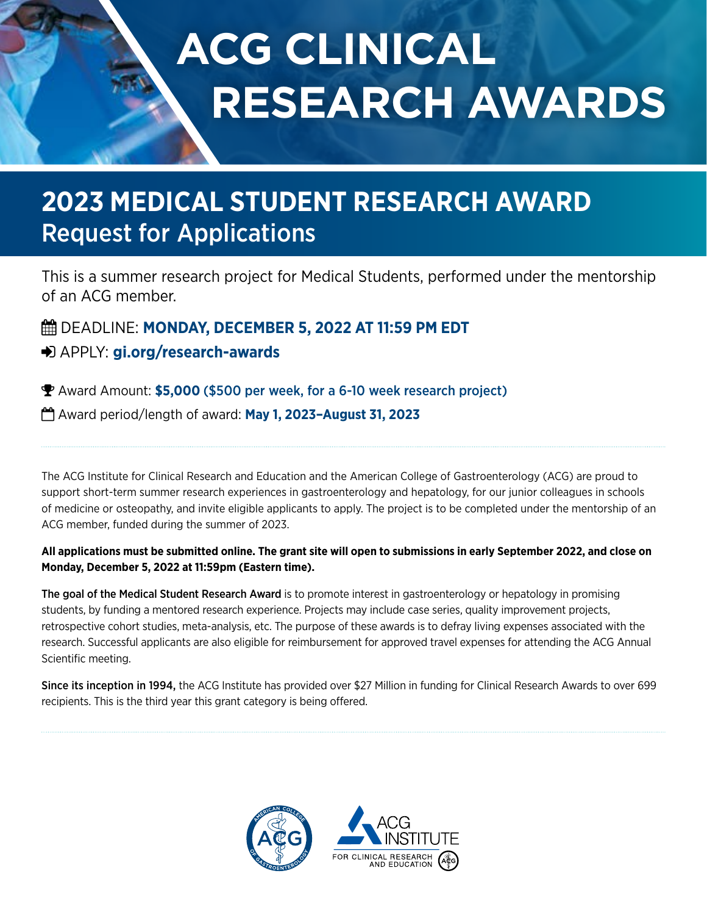# ACG CLINICAL RESEARCH AWARDS

## 2023 MEDICAL STUDENT RESEARCH AWARD
Request for Applications

This is a summer research project for Medical Students, performed under the mentorship of an ACG member.

DEADLINE: **MONDAY, DECEMBER 5, 2022 AT 11:59 PM EDT**

APPLY: **gi.org/research-awards**

Award Amount: **$5,000 ($500 per week, for a 6-10 week research project)**

Award period/length of award: **May 1, 2023–August 31, 2023**

The ACG Institute for Clinical Research and Education and the American College of Gastroenterology (ACG) are proud to support short-term summer research experiences in gastroenterology and hepatology, for our junior colleagues in schools of medicine or osteopathy, and invite eligible applicants to apply. The project is to be completed under the mentorship of an ACG member, funded during the summer of 2023.

**All applications must be submitted online. The grant site will open to submissions in early September 2022, and close on Monday, December 5, 2022 at 11:59pm (Eastern time).**

The goal of the Medical Student Research Award is to promote interest in gastroenterology or hepatology in promising students, by funding a mentored research experience. Projects may include case series, quality improvement projects, retrospective cohort studies, meta-analysis, etc. The purpose of these awards is to defray living expenses associated with the research. Successful applicants are also eligible for reimbursement for approved travel expenses for attending the ACG Annual Scientific meeting.

Since its inception in 1994, the ACG Institute has provided over $27 Million in funding for Clinical Research Awards to over 699 recipients. This is the third year this grant category is being offered.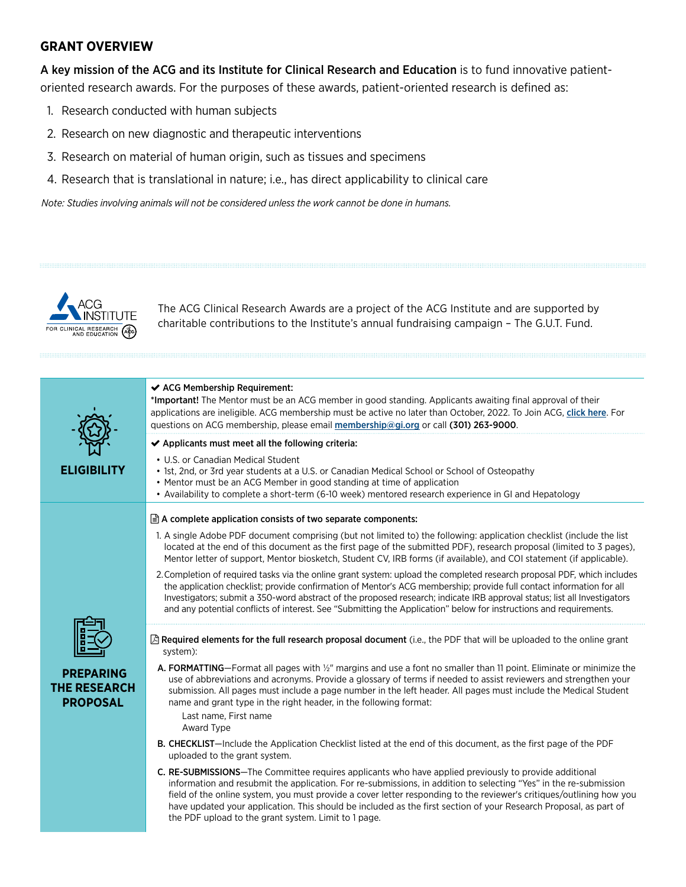## GRANT OVERVIEW

**A key mission of the ACG and its Institute for Clinical Research and Education** is to fund innovative patient-oriented research awards. For the purposes of these awards, patient-oriented research is defined as:

1. Research conducted with human subjects
2. Research on new diagnostic and therapeutic interventions
3. Research on material of human origin, such as tissues and specimens
4. Research that is translational in nature; i.e., has direct applicability to clinical care

*Note: Studies involving animals will not be considered unless the work cannot be done in humans.*

The ACG Clinical Research Awards are a project of the ACG Institute and are supported by charitable contributions to the Institute's annual fundraising campaign – The G.U.T. Fund.

### ELIGIBILITY

**✔ ACG Membership Requirement:**

***Important!** The Mentor must be an ACG member in good standing. Applicants awaiting final approval of their applications are ineligible. ACG membership must be active no later than October, 2022. To Join ACG, **click here**. For questions on ACG membership, please email **membership@gi.org** or call **(301) 263-9000**.

**✔ Applicants must meet all the following criteria:**

- U.S. or Canadian Medical Student
- 1st, 2nd, or 3rd year students at a U.S. or Canadian Medical School or School of Osteopathy
- Mentor must be an ACG Member in good standing at time of application
- Availability to complete a short-term (6-10 week) mentored research experience in GI and Hepatology

### PREPARING THE RESEARCH PROPOSAL

**A complete application consists of two separate components:**

1. A single Adobe PDF document comprising (but not limited to) the following: application checklist (include the list located at the end of this document as the first page of the submitted PDF), research proposal (limited to 3 pages), Mentor letter of support, Mentor biosketch, Student CV, IRB forms (if available), and COI statement (if applicable).
2. Completion of required tasks via the online grant system: upload the completed research proposal PDF, which includes the application checklist; provide confirmation of Mentor's ACG membership; provide full contact information for all Investigators; submit a 350-word abstract of the proposed research; indicate IRB approval status; list all Investigators and any potential conflicts of interest. See "Submitting the Application" below for instructions and requirements.

**Required elements for the full research proposal document** (i.e., the PDF that will be uploaded to the online grant system):

A. **FORMATTING**—Format all pages with ½" margins and use a font no smaller than 11 point. Eliminate or minimize the use of abbreviations and acronyms. Provide a glossary of terms if needed to assist reviewers and strengthen your submission. All pages must include a page number in the left header. All pages must include the Medical Student name and grant type in the right header, in the following format:

   Last name, First name
   Award Type

B. **CHECKLIST**—Include the Application Checklist listed at the end of this document, as the first page of the PDF uploaded to the grant system.

C. **RE-SUBMISSIONS**—The Committee requires applicants who have applied previously to provide additional information and resubmit the application. For re-submissions, in addition to selecting "Yes" in the re-submission field of the online system, you must provide a cover letter responding to the reviewer's critiques/outlining how you have updated your application. This should be included as the first section of your Research Proposal, as part of the PDF upload to the grant system. Limit to 1 page.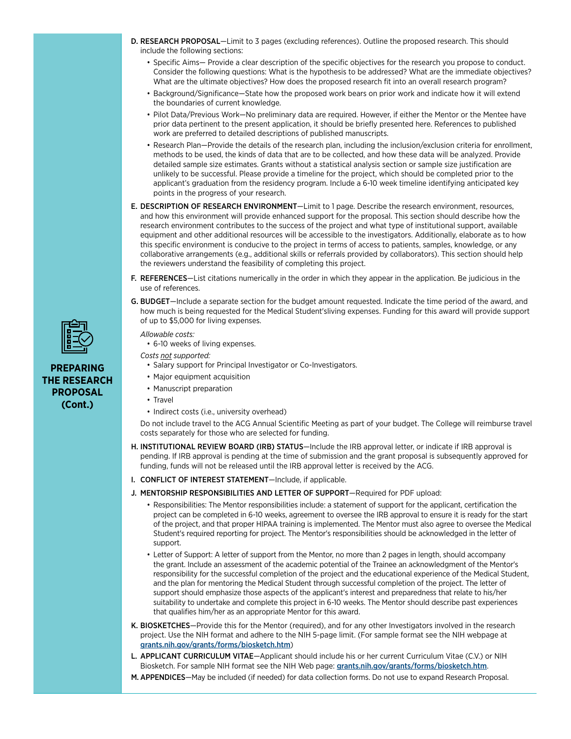## PREPARING THE RESEARCH PROPOSAL (Cont.)

**D. RESEARCH PROPOSAL**—Limit to 3 pages (excluding references). Outline the proposed research. This should include the following sections:

- Specific Aims— Provide a clear description of the specific objectives for the research you propose to conduct. Consider the following questions: What is the hypothesis to be addressed? What are the immediate objectives? What are the ultimate objectives? How does the proposed research fit into an overall research program?
- Background/Significance—State how the proposed work bears on prior work and indicate how it will extend the boundaries of current knowledge.
- Pilot Data/Previous Work—No preliminary data are required. However, if either the Mentor or the Mentee have prior data pertinent to the present application, it should be briefly presented here. References to published work are preferred to detailed descriptions of published manuscripts.
- Research Plan—Provide the details of the research plan, including the inclusion/exclusion criteria for enrollment, methods to be used, the kinds of data that are to be collected, and how these data will be analyzed. Provide detailed sample size estimates. Grants without a statistical analysis section or sample size justification are unlikely to be successful. Please provide a timeline for the project, which should be completed prior to the applicant's graduation from the residency program. Include a 6-10 week timeline identifying anticipated key points in the progress of your research.

**E. DESCRIPTION OF RESEARCH ENVIRONMENT**—Limit to 1 page. Describe the research environment, resources, and how this environment will provide enhanced support for the proposal. This section should describe how the research environment contributes to the success of the project and what type of institutional support, available equipment and other additional resources will be accessible to the investigators. Additionally, elaborate as to how this specific environment is conducive to the project in terms of access to patients, samples, knowledge, or any collaborative arrangements (e.g., additional skills or referrals provided by collaborators). This section should help the reviewers understand the feasibility of completing this project.

**F. REFERENCES**—List citations numerically in the order in which they appear in the application. Be judicious in the use of references.

**G. BUDGET**—Include a separate section for the budget amount requested. Indicate the time period of the award, and how much is being requested for the Medical Student'sliving expenses. Funding for this award will provide support of up to $5,000 for living expenses.

*Allowable costs:*

- 6-10 weeks of living expenses.

*Costs not supported:*

- Salary support for Principal Investigator or Co-Investigators.
- Major equipment acquisition
- Manuscript preparation
- Travel
- Indirect costs (i.e., university overhead)

Do not include travel to the ACG Annual Scientific Meeting as part of your budget. The College will reimburse travel costs separately for those who are selected for funding.

**H. INSTITUTIONAL REVIEW BOARD (IRB) STATUS**—Include the IRB approval letter, or indicate if IRB approval is pending. If IRB approval is pending at the time of submission and the grant proposal is subsequently approved for funding, funds will not be released until the IRB approval letter is received by the ACG.

**I. CONFLICT OF INTEREST STATEMENT**—Include, if applicable.

**J. MENTORSHIP RESPONSIBILITIES AND LETTER OF SUPPORT**—Required for PDF upload:

- Responsibilities: The Mentor responsibilities include: a statement of support for the applicant, certification the project can be completed in 6-10 weeks, agreement to oversee the IRB approval to ensure it is ready for the start of the project, and that proper HIPAA training is implemented. The Mentor must also agree to oversee the Medical Student's required reporting for project. The Mentor's responsibilities should be acknowledged in the letter of support.
- Letter of Support: A letter of support from the Mentor, no more than 2 pages in length, should accompany the grant. Include an assessment of the academic potential of the Trainee an acknowledgment of the Mentor's responsibility for the successful completion of the project and the educational experience of the Medical Student, and the plan for mentoring the Medical Student through successful completion of the project. The letter of support should emphasize those aspects of the applicant's interest and preparedness that relate to his/her suitability to undertake and complete this project in 6-10 weeks. The Mentor should describe past experiences that qualifies him/her as an appropriate Mentor for this award.

**K. BIOSKETCHES**—Provide this for the Mentor (required), and for any other Investigators involved in the research project. Use the NIH format and adhere to the NIH 5-page limit. (For sample format see the NIH webpage at grants.nih.gov/grants/forms/biosketch.htm)

**L. APPLICANT CURRICULUM VITAE**—Applicant should include his or her current Curriculum Vitae (C.V.) or NIH Biosketch. For sample NIH format see the NIH Web page: grants.nih.gov/grants/forms/biosketch.htm.

**M. APPENDICES**—May be included (if needed) for data collection forms. Do not use to expand Research Proposal.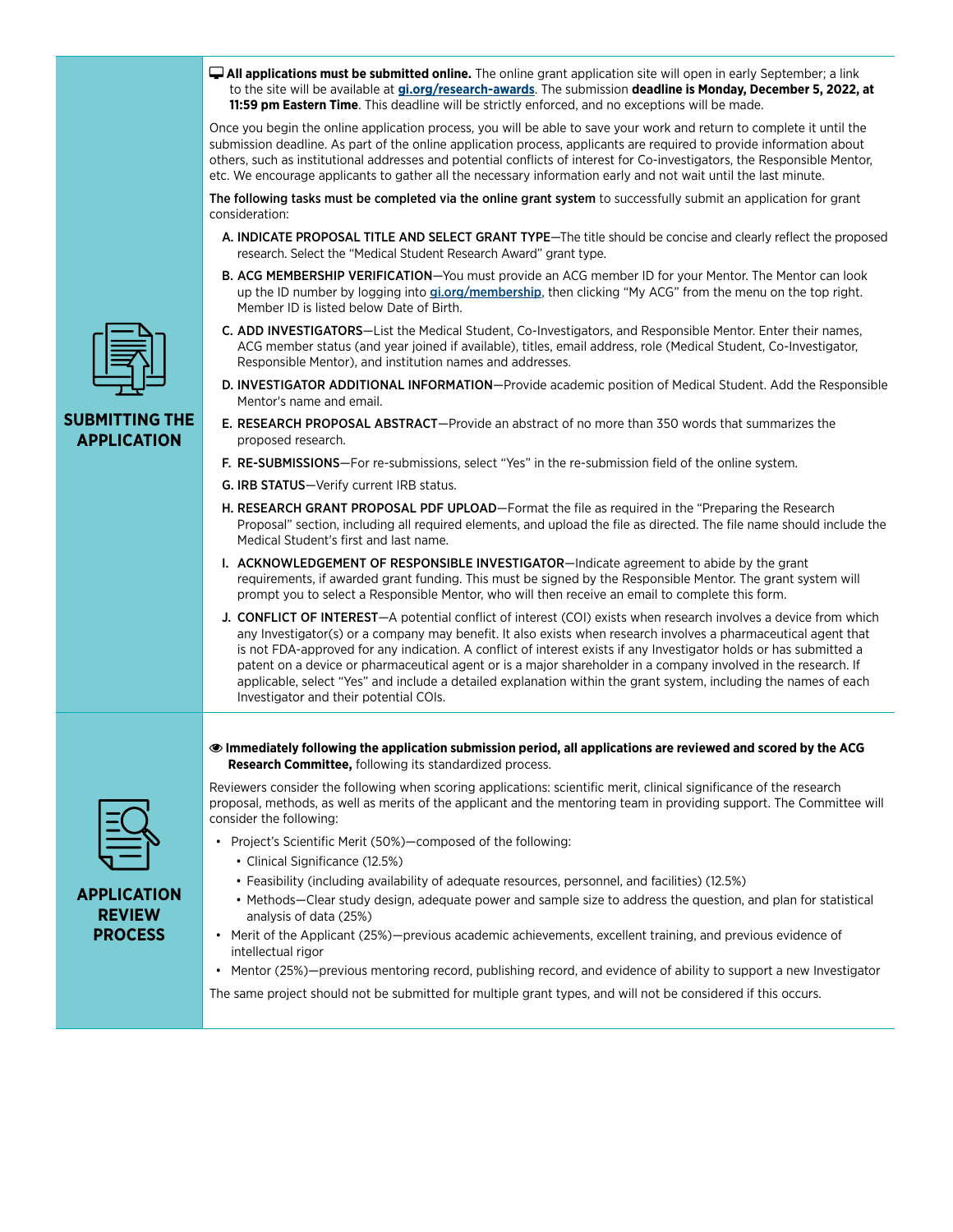## SUBMITTING THE APPLICATION

**All applications must be submitted online.** The online grant application site will open in early September; a link to the site will be available at **gi.org/research-awards**. The submission **deadline is Monday, December 5, 2022, at 11:59 pm Eastern Time**. This deadline will be strictly enforced, and no exceptions will be made.

Once you begin the online application process, you will be able to save your work and return to complete it until the submission deadline. As part of the online application process, applicants are required to provide information about others, such as institutional addresses and potential conflicts of interest for Co-investigators, the Responsible Mentor, etc. We encourage applicants to gather all the necessary information early and not wait until the last minute.

**The following tasks must be completed via the online grant system** to successfully submit an application for grant consideration:

A. **INDICATE PROPOSAL TITLE AND SELECT GRANT TYPE**—The title should be concise and clearly reflect the proposed research. Select the "Medical Student Research Award" grant type.

B. **ACG MEMBERSHIP VERIFICATION**—You must provide an ACG member ID for your Mentor. The Mentor can look up the ID number by logging into **gi.org/membership**, then clicking "My ACG" from the menu on the top right. Member ID is listed below Date of Birth.

C. **ADD INVESTIGATORS**—List the Medical Student, Co-Investigators, and Responsible Mentor. Enter their names, ACG member status (and year joined if available), titles, email address, role (Medical Student, Co-Investigator, Responsible Mentor), and institution names and addresses.

D. **INVESTIGATOR ADDITIONAL INFORMATION**—Provide academic position of Medical Student. Add the Responsible Mentor's name and email.

E. **RESEARCH PROPOSAL ABSTRACT**—Provide an abstract of no more than 350 words that summarizes the proposed research.

F. **RE-SUBMISSIONS**—For re-submissions, select "Yes" in the re-submission field of the online system.

G. **IRB STATUS**—Verify current IRB status.

H. **RESEARCH GRANT PROPOSAL PDF UPLOAD**—Format the file as required in the "Preparing the Research Proposal" section, including all required elements, and upload the file as directed. The file name should include the Medical Student's first and last name.

I. **ACKNOWLEDGEMENT OF RESPONSIBLE INVESTIGATOR**—Indicate agreement to abide by the grant requirements, if awarded grant funding. This must be signed by the Responsible Mentor. The grant system will prompt you to select a Responsible Mentor, who will then receive an email to complete this form.

J. **CONFLICT OF INTEREST**—A potential conflict of interest (COI) exists when research involves a device from which any Investigator(s) or a company may benefit. It also exists when research involves a pharmaceutical agent that is not FDA-approved for any indication. A conflict of interest exists if any Investigator holds or has submitted a patent on a device or pharmaceutical agent or is a major shareholder in a company involved in the research. If applicable, select "Yes" and include a detailed explanation within the grant system, including the names of each Investigator and their potential COIs.

## APPLICATION REVIEW PROCESS

**Immediately following the application submission period, all applications are reviewed and scored by the ACG Research Committee,** following its standardized process.

Reviewers consider the following when scoring applications: scientific merit, clinical significance of the research proposal, methods, as well as merits of the applicant and the mentoring team in providing support. The Committee will consider the following:

- Project's Scientific Merit (50%)—composed of the following:
  - Clinical Significance (12.5%)
  - Feasibility (including availability of adequate resources, personnel, and facilities) (12.5%)
  - Methods—Clear study design, adequate power and sample size to address the question, and plan for statistical analysis of data (25%)
- Merit of the Applicant (25%)—previous academic achievements, excellent training, and previous evidence of intellectual rigor
- Mentor (25%)—previous mentoring record, publishing record, and evidence of ability to support a new Investigator

The same project should not be submitted for multiple grant types, and will not be considered if this occurs.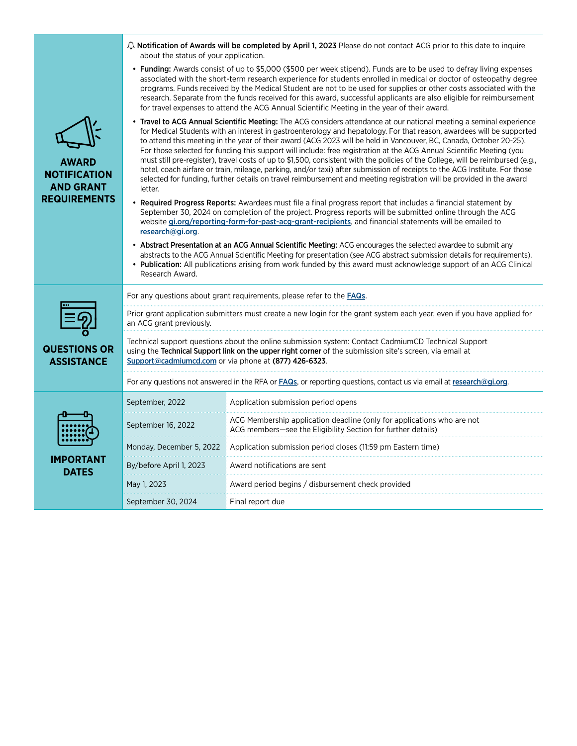## AWARD NOTIFICATION AND GRANT REQUIREMENTS

🔔 **Notification of Awards will be completed by April 1, 2023** Please do not contact ACG prior to this date to inquire about the status of your application.

- **Funding:** Awards consist of up to $5,000 ($500 per week stipend). Funds are to be used to defray living expenses associated with the short-term research experience for students enrolled in medical or doctor of osteopathy degree programs. Funds received by the Medical Student are not to be used for supplies or other costs associated with the research. Separate from the funds received for this award, successful applicants are also eligible for reimbursement for travel expenses to attend the ACG Annual Scientific Meeting in the year of their award.
- **Travel to ACG Annual Scientific Meeting:** The ACG considers attendance at our national meeting a seminal experience for Medical Students with an interest in gastroenterology and hepatology. For that reason, awardees will be supported to attend this meeting in the year of their award (ACG 2023 will be held in Vancouver, BC, Canada, October 20-25). For those selected for funding this support will include: free registration at the ACG Annual Scientific Meeting (you must still pre-register), travel costs of up to $1,500, consistent with the policies of the College, will be reimbursed (e.g., hotel, coach airfare or train, mileage, parking, and/or taxi) after submission of receipts to the ACG Institute. For those selected for funding, further details on travel reimbursement and meeting registration will be provided in the award letter.
- **Required Progress Reports:** Awardees must file a final progress report that includes a financial statement by September 30, 2024 on completion of the project. Progress reports will be submitted online through the ACG website [gi.org/reporting-form-for-past-acg-grant-recipients](gi.org/reporting-form-for-past-acg-grant-recipients), and financial statements will be emailed to [research@gi.org](mailto:research@gi.org).
- **Abstract Presentation at an ACG Annual Scientific Meeting:** ACG encourages the selected awardee to submit any abstracts to the ACG Annual Scientific Meeting for presentation (see ACG abstract submission details for requirements).
- **Publication:** All publications arising from work funded by this award must acknowledge support of an ACG Clinical Research Award.

## QUESTIONS OR ASSISTANCE

For any questions about grant requirements, please refer to the [FAQs](FAQs).

Prior grant application submitters must create a new login for the grant system each year, even if you have applied for an ACG grant previously.

Technical support questions about the online submission system: Contact CadmiumCD Technical Support using the **Technical Support link on the upper right corner** of the submission site's screen, via email at [Support@cadmiumcd.com](mailto:Support@cadmiumcd.com) or via phone at **(877) 426-6323**.

For any questions not answered in the RFA or [FAQs](FAQs), or reporting questions, contact us via email at [research@gi.org](mailto:research@gi.org).

## IMPORTANT DATES

| Date | Event |
|---|---|
| September, 2022 | Application submission period opens |
| September 16, 2022 | ACG Membership application deadline (only for applications who are not ACG members—see the Eligibility Section for further details) |
| Monday, December 5, 2022 | Application submission period closes (11:59 pm Eastern time) |
| By/before April 1, 2023 | Award notifications are sent |
| May 1, 2023 | Award period begins / disbursement check provided |
| September 30, 2024 | Final report due |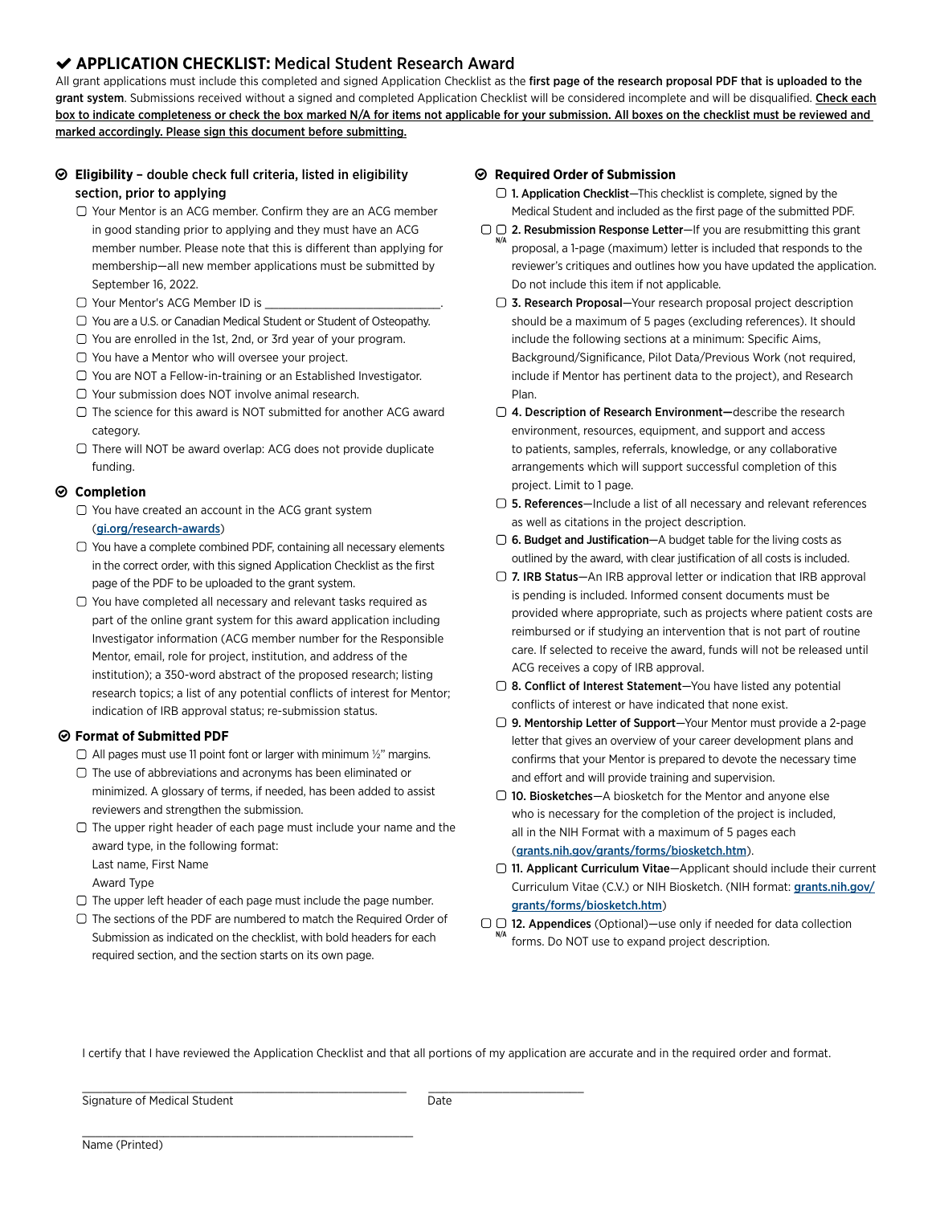## ✔ APPLICATION CHECKLIST: Medical Student Research Award

All grant applications must include this completed and signed Application Checklist as the **first page of the research proposal PDF that is uploaded to the grant system**. Submissions received without a signed and completed Application Checklist will be considered incomplete and will be disqualified. **Check each box to indicate completeness or check the box marked N/A for items not applicable for your submission. All boxes on the checklist must be reviewed and marked accordingly. Please sign this document before submitting.**

### Eligibility – double check full criteria, listed in eligibility section, prior to applying

- ☐ Your Mentor is an ACG member. Confirm they are an ACG member in good standing prior to applying and they must have an ACG member number. Please note that this is different than applying for membership—all new member applications must be submitted by September 16, 2022.
- ☐ Your Mentor's ACG Member ID is ___________________________.
- ☐ You are a U.S. or Canadian Medical Student or Student of Osteopathy.
- ☐ You are enrolled in the 1st, 2nd, or 3rd year of your program.
- ☐ You have a Mentor who will oversee your project.
- ☐ You are NOT a Fellow-in-training or an Established Investigator.
- ☐ Your submission does NOT involve animal research.
- ☐ The science for this award is NOT submitted for another ACG award category.
- ☐ There will NOT be award overlap: ACG does not provide duplicate funding.

### Completion

- ☐ You have created an account in the ACG grant system (gi.org/research-awards)
- ☐ You have a complete combined PDF, containing all necessary elements in the correct order, with this signed Application Checklist as the first page of the PDF to be uploaded to the grant system.
- ☐ You have completed all necessary and relevant tasks required as part of the online grant system for this award application including Investigator information (ACG member number for the Responsible Mentor, email, role for project, institution, and address of the institution); a 350-word abstract of the proposed research; listing research topics; a list of any potential conflicts of interest for Mentor; indication of IRB approval status; re-submission status.

### Format of Submitted PDF

- ☐ All pages must use 11 point font or larger with minimum ½" margins.
- ☐ The use of abbreviations and acronyms has been eliminated or minimized. A glossary of terms, if needed, has been added to assist reviewers and strengthen the submission.
- ☐ The upper right header of each page must include your name and the award type, in the following format:
  Last name, First Name
  Award Type
- ☐ The upper left header of each page must include the page number.
- ☐ The sections of the PDF are numbered to match the Required Order of Submission as indicated on the checklist, with bold headers for each required section, and the section starts on its own page.

### Required Order of Submission

- ☐ **1. Application Checklist**—This checklist is complete, signed by the Medical Student and included as the first page of the submitted PDF.
- ☐ (N/A) ☐ **2. Resubmission Response Letter**—If you are resubmitting this grant proposal, a 1-page (maximum) letter is included that responds to the reviewer's critiques and outlines how you have updated the application. Do not include this item if not applicable.
- ☐ **3. Research Proposal**—Your research proposal project description should be a maximum of 5 pages (excluding references). It should include the following sections at a minimum: Specific Aims, Background/Significance, Pilot Data/Previous Work (not required, include if Mentor has pertinent data to the project), and Research Plan.
- ☐ **4. Description of Research Environment—**describe the research environment, resources, equipment, and support and access to patients, samples, referrals, knowledge, or any collaborative arrangements which will support successful completion of this project. Limit to 1 page.
- ☐ **5. References**—Include a list of all necessary and relevant references as well as citations in the project description.
- ☐ **6. Budget and Justification**—A budget table for the living costs as outlined by the award, with clear justification of all costs is included.
- ☐ **7. IRB Status**—An IRB approval letter or indication that IRB approval is pending is included. Informed consent documents must be provided where appropriate, such as projects where patient costs are reimbursed or if studying an intervention that is not part of routine care. If selected to receive the award, funds will not be released until ACG receives a copy of IRB approval.
- ☐ **8. Conflict of Interest Statement**—You have listed any potential conflicts of interest or have indicated that none exist.
- ☐ **9. Mentorship Letter of Support**—Your Mentor must provide a 2-page letter that gives an overview of your career development plans and confirms that your Mentor is prepared to devote the necessary time and effort and will provide training and supervision.
- ☐ **10. Biosketches**—A biosketch for the Mentor and anyone else who is necessary for the completion of the project is included, all in the NIH Format with a maximum of 5 pages each (grants.nih.gov/grants/forms/biosketch.htm).
- ☐ **11. Applicant Curriculum Vitae**—Applicant should include their current Curriculum Vitae (C.V.) or NIH Biosketch. (NIH format: grants.nih.gov/grants/forms/biosketch.htm)
- ☐ (N/A) ☐ **12. Appendices** (Optional)—use only if needed for data collection forms. Do NOT use to expand project description.

I certify that I have reviewed the Application Checklist and that all portions of my application are accurate and in the required order and format.

_______________________________________ _____________________

Signature of Medical Student Date

_______________________________________

Name (Printed)